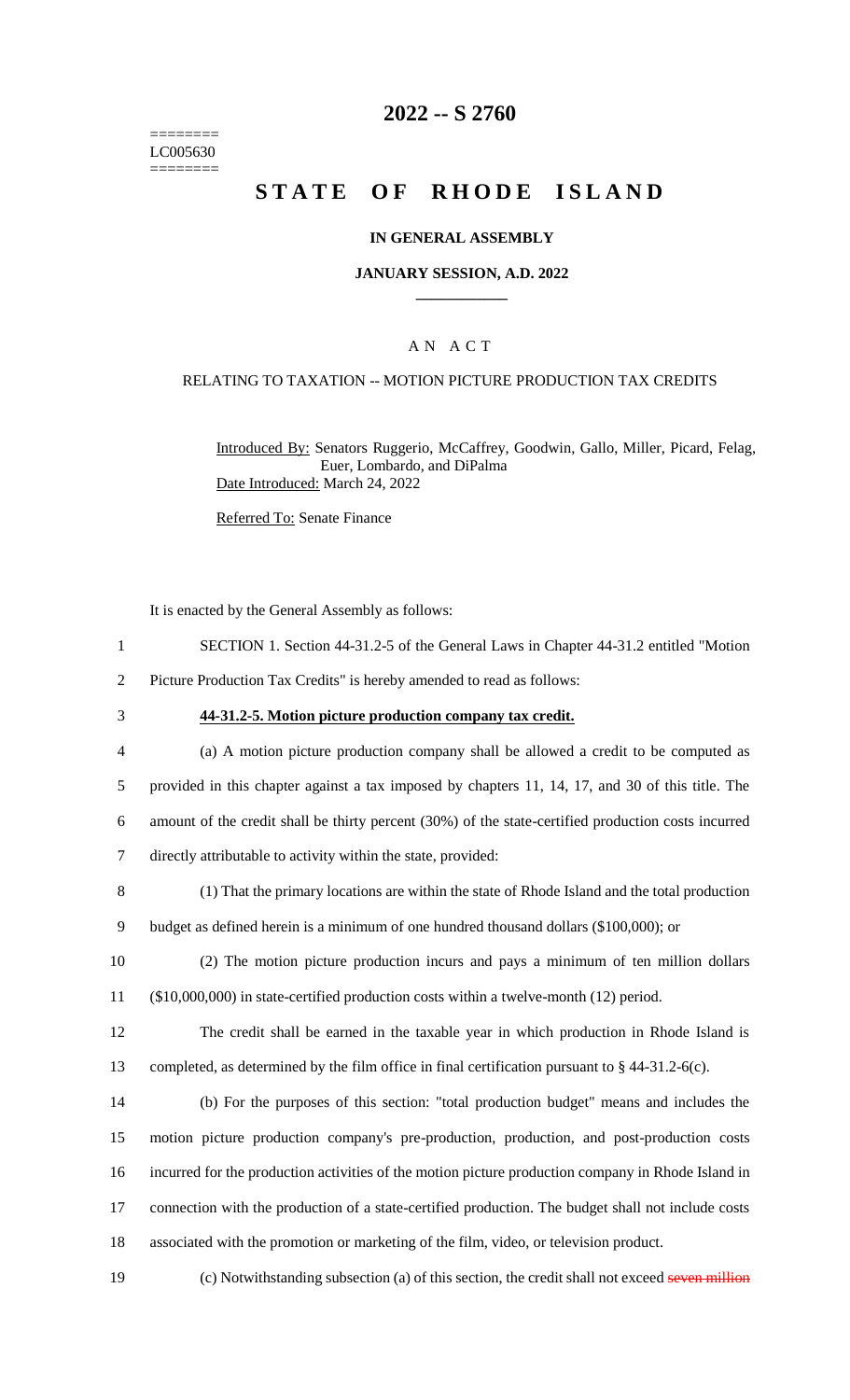========
LC005630
========

# 2022 -- S 2760

# STATE OF RHODE ISLAND

## IN GENERAL ASSEMBLY

## JANUARY SESSION, A.D. 2022

____________

## A N A C T

### RELATING TO TAXATION -- MOTION PICTURE PRODUCTION TAX CREDITS

Introduced By: Senators Ruggerio, McCaffrey, Goodwin, Gallo, Miller, Picard, Felag, Euer, Lombardo, and DiPalma

Date Introduced: March 24, 2022

Referred To: Senate Finance

It is enacted by the General Assembly as follows:

1 SECTION 1. Section 44-31.2-5 of the General Laws in Chapter 44-31.2 entitled "Motion
2 Picture Production Tax Credits" is hereby amended to read as follows:

3 **44-31.2-5. Motion picture production company tax credit.**

4 (a) A motion picture production company shall be allowed a credit to be computed as
5 provided in this chapter against a tax imposed by chapters 11, 14, 17, and 30 of this title. The
6 amount of the credit shall be thirty percent (30%) of the state-certified production costs incurred
7 directly attributable to activity within the state, provided:

8 (1) That the primary locations are within the state of Rhode Island and the total production
9 budget as defined herein is a minimum of one hundred thousand dollars ($100,000); or

10 (2) The motion picture production incurs and pays a minimum of ten million dollars
11 ($10,000,000) in state-certified production costs within a twelve-month (12) period.

12 The credit shall be earned in the taxable year in which production in Rhode Island is
13 completed, as determined by the film office in final certification pursuant to § 44-31.2-6(c).

14 (b) For the purposes of this section: "total production budget" means and includes the
15 motion picture production company's pre-production, production, and post-production costs
16 incurred for the production activities of the motion picture production company in Rhode Island in
17 connection with the production of a state-certified production. The budget shall not include costs
18 associated with the promotion or marketing of the film, video, or television product.

19 (c) Notwithstanding subsection (a) of this section, the credit shall not exceed ~~seven million~~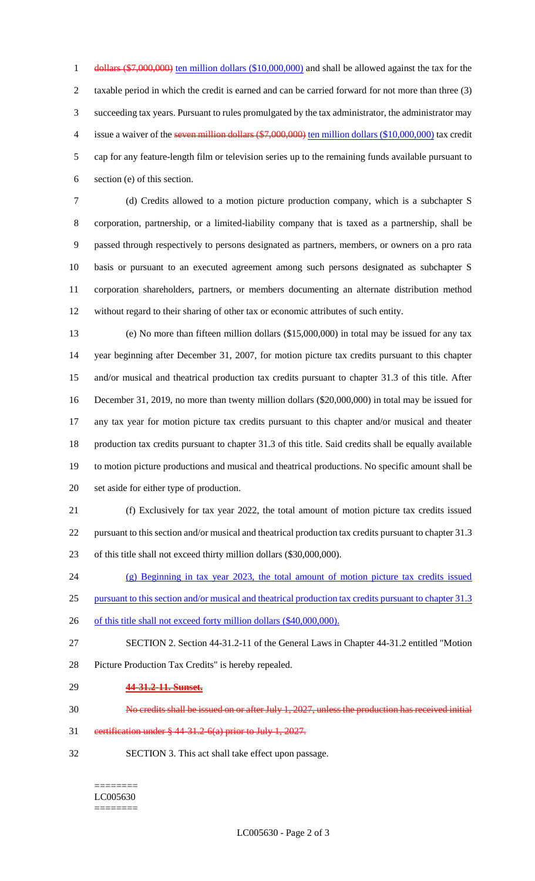~~dollars ($7,000,000)~~ ten million dollars ($10,000,000) and shall be allowed against the tax for the taxable period in which the credit is earned and can be carried forward for not more than three (3) succeeding tax years. Pursuant to rules promulgated by the tax administrator, the administrator may issue a waiver of the ~~seven million dollars ($7,000,000)~~ ten million dollars ($10,000,000) tax credit cap for any feature-length film or television series up to the remaining funds available pursuant to section (e) of this section.

(d) Credits allowed to a motion picture production company, which is a subchapter S corporation, partnership, or a limited-liability company that is taxed as a partnership, shall be passed through respectively to persons designated as partners, members, or owners on a pro rata basis or pursuant to an executed agreement among such persons designated as subchapter S corporation shareholders, partners, or members documenting an alternate distribution method without regard to their sharing of other tax or economic attributes of such entity.

(e) No more than fifteen million dollars ($15,000,000) in total may be issued for any tax year beginning after December 31, 2007, for motion picture tax credits pursuant to this chapter and/or musical and theatrical production tax credits pursuant to chapter 31.3 of this title. After December 31, 2019, no more than twenty million dollars ($20,000,000) in total may be issued for any tax year for motion picture tax credits pursuant to this chapter and/or musical and theater production tax credits pursuant to chapter 31.3 of this title. Said credits shall be equally available to motion picture productions and musical and theatrical productions. No specific amount shall be set aside for either type of production.

(f) Exclusively for tax year 2022, the total amount of motion picture tax credits issued pursuant to this section and/or musical and theatrical production tax credits pursuant to chapter 31.3 of this title shall not exceed thirty million dollars ($30,000,000).

(g) Beginning in tax year 2023, the total amount of motion picture tax credits issued pursuant to this section and/or musical and theatrical production tax credits pursuant to chapter 31.3 of this title shall not exceed forty million dollars ($40,000,000).

SECTION 2. Section 44-31.2-11 of the General Laws in Chapter 44-31.2 entitled "Motion Picture Production Tax Credits" is hereby repealed.

~~**44-31.2-11. Sunset.**~~

~~No credits shall be issued on or after July 1, 2027, unless the production has received initial certification under § 44-31.2-6(a) prior to July 1, 2027.~~

SECTION 3. This act shall take effect upon passage.

========
LC005630
========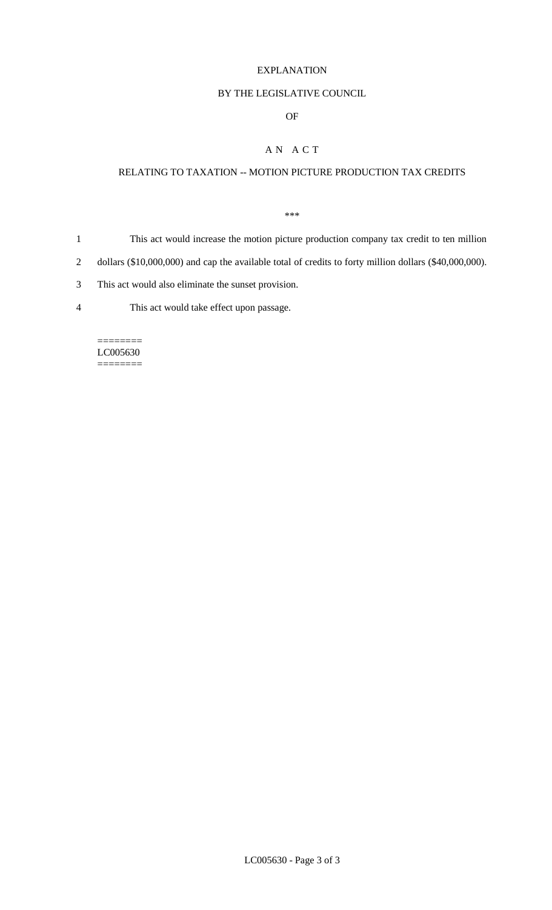EXPLANATION

BY THE LEGISLATIVE COUNCIL

OF

# A N A C T

RELATING TO TAXATION -- MOTION PICTURE PRODUCTION TAX CREDITS

\*\*\*

1 This act would increase the motion picture production company tax credit to ten million
2 dollars ($10,000,000) and cap the available total of credits to forty million dollars ($40,000,000).
3 This act would also eliminate the sunset provision.
4 This act would take effect upon passage.

========
LC005630
========